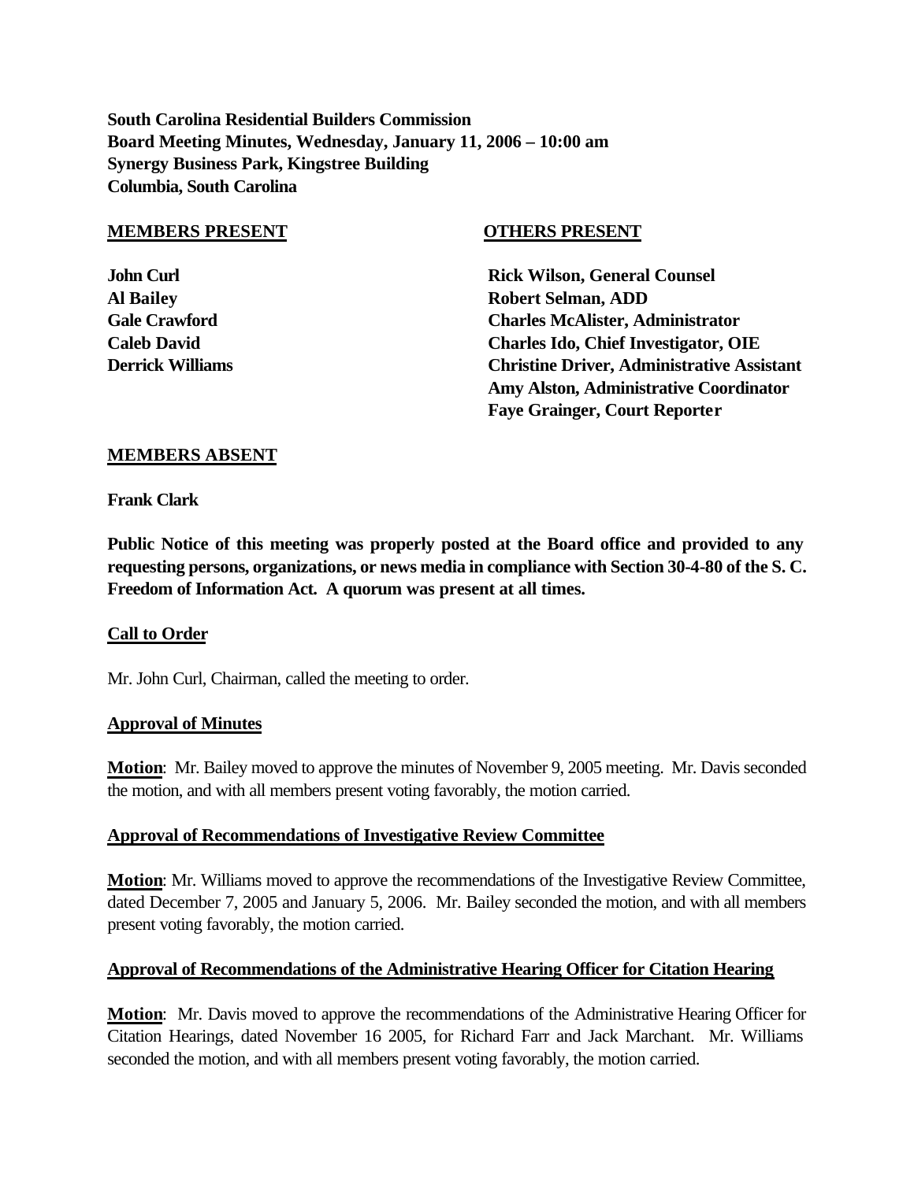**South Carolina Residential Builders Commission**
**Board Meeting Minutes, Wednesday, January 11, 2006 – 10:00 am**
**Synergy Business Park, Kingstree Building**
**Columbia, South Carolina**

| <u>**MEMBERS PRESENT**</u> | <u>**OTHERS PRESENT**</u> |
|---|---|
| **John Curl** | **Rick Wilson, General Counsel** |
| **Al Bailey** | **Robert Selman, ADD** |
| **Gale Crawford** | **Charles McAlister, Administrator** |
| **Caleb David** | **Charles Ido, Chief Investigator, OIE** |
| **Derrick Williams** | **Christine Driver, Administrative Assistant** |
| | **Amy Alston, Administrative Coordinator** |
| | **Faye Grainger, Court Reporter** |

<u>**MEMBERS ABSENT**</u>

**Frank Clark**

**Public Notice of this meeting was properly posted at the Board office and provided to any requesting persons, organizations, or news media in compliance with Section 30-4-80 of the S. C. Freedom of Information Act. A quorum was present at all times.**

<u>**Call to Order**</u>

Mr. John Curl, Chairman, called the meeting to order.

<u>**Approval of Minutes**</u>

<u>**Motion**</u>: Mr. Bailey moved to approve the minutes of November 9, 2005 meeting. Mr. Davis seconded the motion, and with all members present voting favorably, the motion carried.

<u>**Approval of Recommendations of Investigative Review Committee**</u>

<u>**Motion**</u>: Mr. Williams moved to approve the recommendations of the Investigative Review Committee, dated December 7, 2005 and January 5, 2006. Mr. Bailey seconded the motion, and with all members present voting favorably, the motion carried.

<u>**Approval of Recommendations of the Administrative Hearing Officer for Citation Hearing**</u>

<u>**Motion**</u>: Mr. Davis moved to approve the recommendations of the Administrative Hearing Officer for Citation Hearings, dated November 16 2005, for Richard Farr and Jack Marchant. Mr. Williams seconded the motion, and with all members present voting favorably, the motion carried.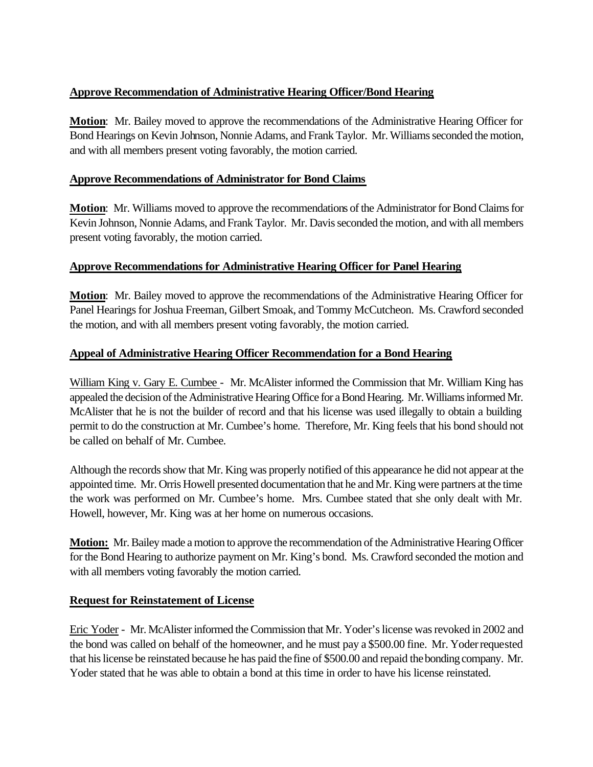**Approve Recommendation of Administrative Hearing Officer/Bond Hearing**

**Motion**: Mr. Bailey moved to approve the recommendations of the Administrative Hearing Officer for Bond Hearings on Kevin Johnson, Nonnie Adams, and Frank Taylor. Mr. Williams seconded the motion, and with all members present voting favorably, the motion carried.

**Approve Recommendations of Administrator for Bond Claims**

**Motion**: Mr. Williams moved to approve the recommendations of the Administrator for Bond Claims for Kevin Johnson, Nonnie Adams, and Frank Taylor. Mr. Davis seconded the motion, and with all members present voting favorably, the motion carried.

**Approve Recommendations for Administrative Hearing Officer for Panel Hearing**

**Motion**: Mr. Bailey moved to approve the recommendations of the Administrative Hearing Officer for Panel Hearings for Joshua Freeman, Gilbert Smoak, and Tommy McCutcheon. Ms. Crawford seconded the motion, and with all members present voting favorably, the motion carried.

**Appeal of Administrative Hearing Officer Recommendation for a Bond Hearing**

William King v. Gary E. Cumbee - Mr. McAlister informed the Commission that Mr. William King has appealed the decision of the Administrative Hearing Office for a Bond Hearing. Mr. Williams informed Mr. McAlister that he is not the builder of record and that his license was used illegally to obtain a building permit to do the construction at Mr. Cumbee's home. Therefore, Mr. King feels that his bond should not be called on behalf of Mr. Cumbee.

Although the records show that Mr. King was properly notified of this appearance he did not appear at the appointed time. Mr. Orris Howell presented documentation that he and Mr. King were partners at the time the work was performed on Mr. Cumbee's home. Mrs. Cumbee stated that she only dealt with Mr. Howell, however, Mr. King was at her home on numerous occasions.

**Motion:** Mr. Bailey made a motion to approve the recommendation of the Administrative Hearing Officer for the Bond Hearing to authorize payment on Mr. King's bond. Ms. Crawford seconded the motion and with all members voting favorably the motion carried.

**Request for Reinstatement of License**

Eric Yoder - Mr. McAlister informed the Commission that Mr. Yoder's license was revoked in 2002 and the bond was called on behalf of the homeowner, and he must pay a $500.00 fine. Mr. Yoder requested that his license be reinstated because he has paid the fine of $500.00 and repaid the bonding company. Mr. Yoder stated that he was able to obtain a bond at this time in order to have his license reinstated.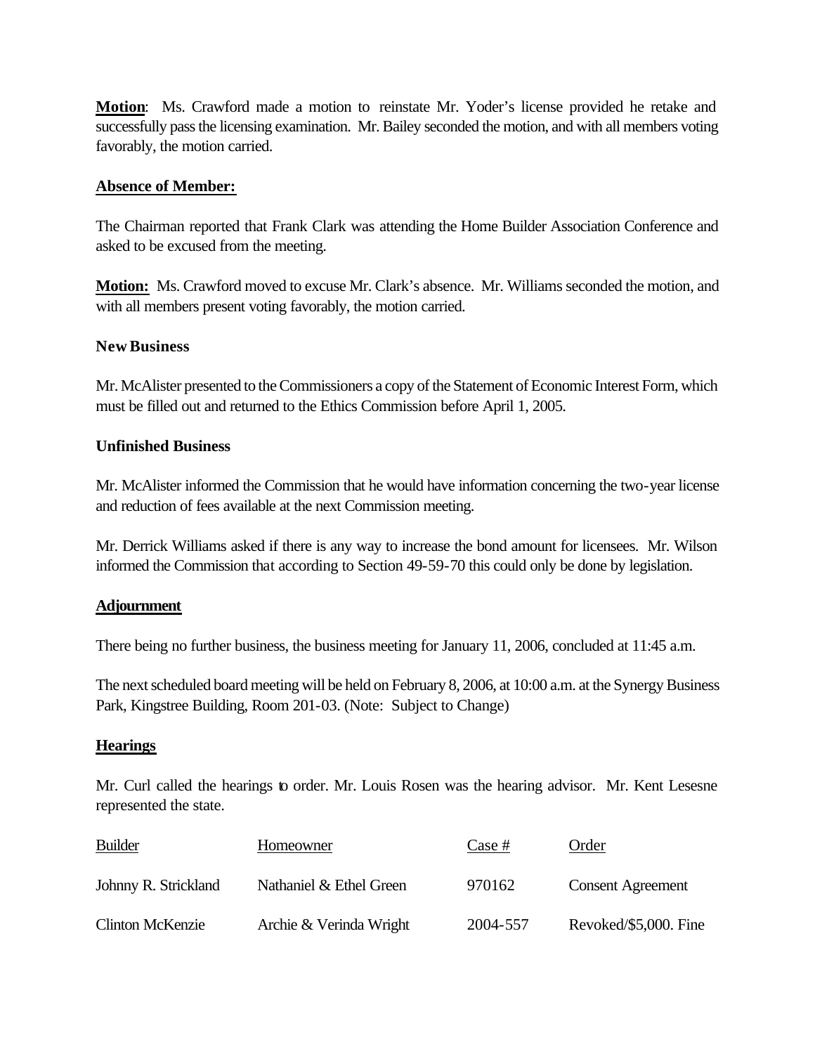**Motion**: Ms. Crawford made a motion to reinstate Mr. Yoder's license provided he retake and successfully pass the licensing examination. Mr. Bailey seconded the motion, and with all members voting favorably, the motion carried.

**Absence of Member:**

The Chairman reported that Frank Clark was attending the Home Builder Association Conference and asked to be excused from the meeting.

**Motion:** Ms. Crawford moved to excuse Mr. Clark's absence. Mr. Williams seconded the motion, and with all members present voting favorably, the motion carried.

**New Business**

Mr. McAlister presented to the Commissioners a copy of the Statement of Economic Interest Form, which must be filled out and returned to the Ethics Commission before April 1, 2005.

**Unfinished Business**

Mr. McAlister informed the Commission that he would have information concerning the two-year license and reduction of fees available at the next Commission meeting.

Mr. Derrick Williams asked if there is any way to increase the bond amount for licensees. Mr. Wilson informed the Commission that according to Section 49-59-70 this could only be done by legislation.

**Adjournment**

There being no further business, the business meeting for January 11, 2006, concluded at 11:45 a.m.

The next scheduled board meeting will be held on February 8, 2006, at 10:00 a.m. at the Synergy Business Park, Kingstree Building, Room 201-03. (Note: Subject to Change)

**Hearings**

Mr. Curl called the hearings to order. Mr. Louis Rosen was the hearing advisor. Mr. Kent Lesesne represented the state.

| Builder | Homeowner | Case # | Order |
|---|---|---|---|
| Johnny R. Strickland | Nathaniel & Ethel Green | 970162 | Consent Agreement |
| Clinton McKenzie | Archie & Verinda Wright | 2004-557 | Revoked/$5,000. Fine |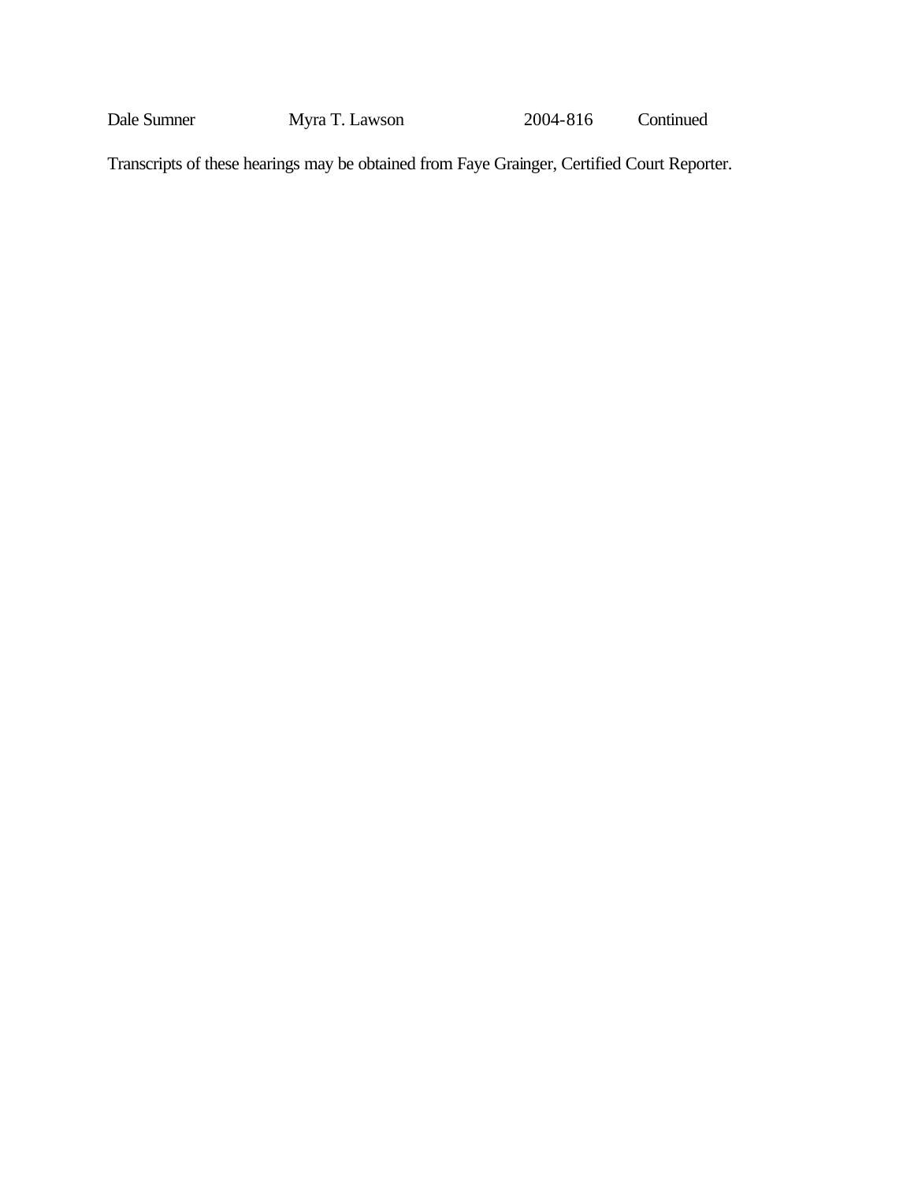| | | | |
|---|---|---|---|
| Dale Sumner | Myra T. Lawson | 2004-816 | Continued |

Transcripts of these hearings may be obtained from Faye Grainger, Certified Court Reporter.